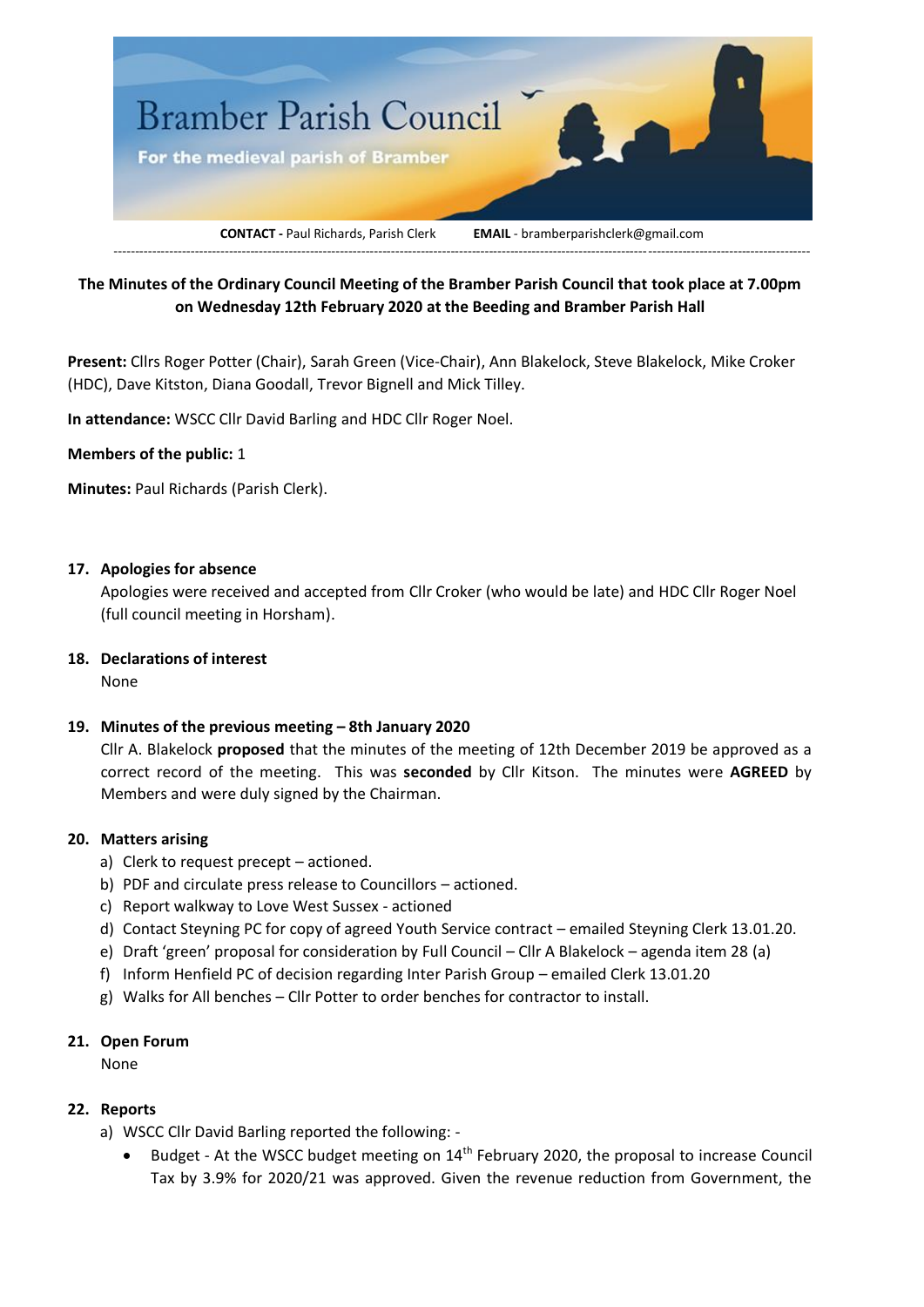# Bramber Parish Council

For the medieval parish of Bramber

**CONTACT -** Paul Richards, Parish Clerk **EMAIL** - bramberparishclerk@gmail.com

---

**The Minutes of the Ordinary Council Meeting of the Bramber Parish Council that took place at 7.00pm on Wednesday 12th February 2020 at the Beeding and Bramber Parish Hall**

**Present:** Cllrs Roger Potter (Chair), Sarah Green (Vice-Chair), Ann Blakelock, Steve Blakelock, Mike Croker (HDC), Dave Kitston, Diana Goodall, Trevor Bignell and Mick Tilley.

**In attendance:** WSCC Cllr David Barling and HDC Cllr Roger Noel.

**Members of the public:** 1

**Minutes:** Paul Richards (Parish Clerk).

### 17. Apologies for absence

Apologies were received and accepted from Cllr Croker (who would be late) and HDC Cllr Roger Noel (full council meeting in Horsham).

### 18. Declarations of interest

None

### 19. Minutes of the previous meeting – 8th January 2020

Cllr A. Blakelock **proposed** that the minutes of the meeting of 12th December 2019 be approved as a correct record of the meeting. This was **seconded** by Cllr Kitson. The minutes were **AGREED** by Members and were duly signed by the Chairman.

### 20. Matters arising

a) Clerk to request precept – actioned.
b) PDF and circulate press release to Councillors – actioned.
c) Report walkway to Love West Sussex - actioned
d) Contact Steyning PC for copy of agreed Youth Service contract – emailed Steyning Clerk 13.01.20.
e) Draft 'green' proposal for consideration by Full Council – Cllr A Blakelock – agenda item 28 (a)
f) Inform Henfield PC of decision regarding Inter Parish Group – emailed Clerk 13.01.20
g) Walks for All benches – Cllr Potter to order benches for contractor to install.

### 21. Open Forum

None

### 22. Reports

a) WSCC Cllr David Barling reported the following: -
   - Budget - At the WSCC budget meeting on 14th February 2020, the proposal to increase Council Tax by 3.9% for 2020/21 was approved. Given the revenue reduction from Government, the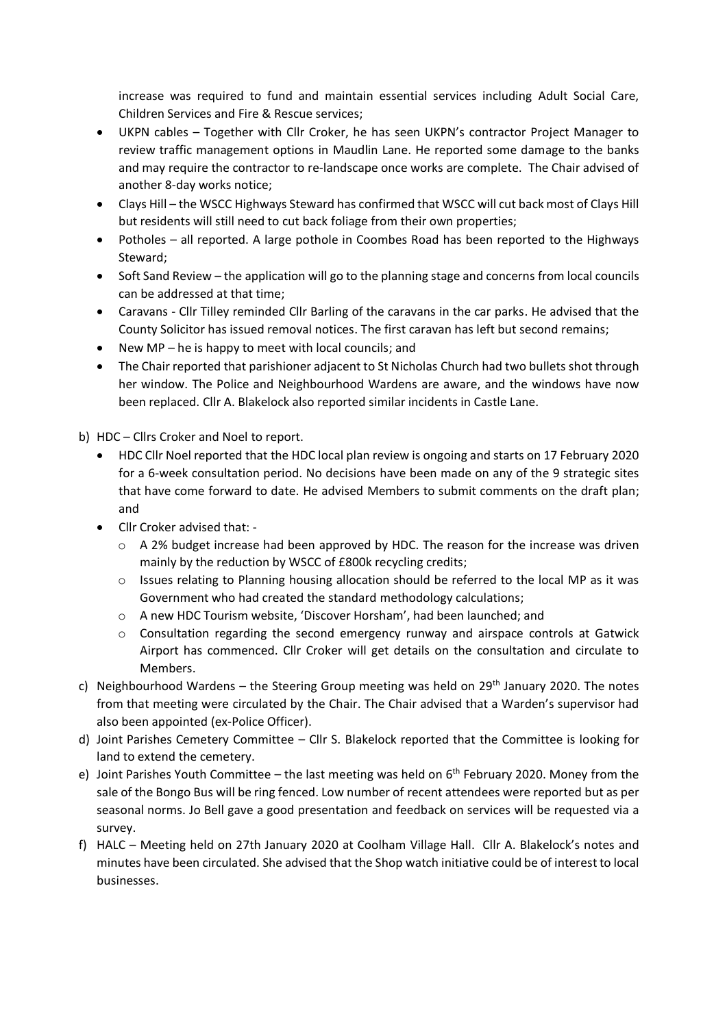increase was required to fund and maintain essential services including Adult Social Care, Children Services and Fire & Rescue services;

- UKPN cables – Together with Cllr Croker, he has seen UKPN's contractor Project Manager to review traffic management options in Maudlin Lane. He reported some damage to the banks and may require the contractor to re-landscape once works are complete. The Chair advised of another 8-day works notice;
- Clays Hill – the WSCC Highways Steward has confirmed that WSCC will cut back most of Clays Hill but residents will still need to cut back foliage from their own properties;
- Potholes – all reported. A large pothole in Coombes Road has been reported to the Highways Steward;
- Soft Sand Review – the application will go to the planning stage and concerns from local councils can be addressed at that time;
- Caravans - Cllr Tilley reminded Cllr Barling of the caravans in the car parks. He advised that the County Solicitor has issued removal notices. The first caravan has left but second remains;
- New MP – he is happy to meet with local councils; and
- The Chair reported that parishioner adjacent to St Nicholas Church had two bullets shot through her window. The Police and Neighbourhood Wardens are aware, and the windows have now been replaced. Cllr A. Blakelock also reported similar incidents in Castle Lane.

b) HDC – Cllrs Croker and Noel to report.
   - HDC Cllr Noel reported that the HDC local plan review is ongoing and starts on 17 February 2020 for a 6-week consultation period. No decisions have been made on any of the 9 strategic sites that have come forward to date. He advised Members to submit comments on the draft plan; and
   - Cllr Croker advised that: -
     - A 2% budget increase had been approved by HDC. The reason for the increase was driven mainly by the reduction by WSCC of £800k recycling credits;
     - Issues relating to Planning housing allocation should be referred to the local MP as it was Government who had created the standard methodology calculations;
     - A new HDC Tourism website, 'Discover Horsham', had been launched; and
     - Consultation regarding the second emergency runway and airspace controls at Gatwick Airport has commenced. Cllr Croker will get details on the consultation and circulate to Members.

c) Neighbourhood Wardens – the Steering Group meeting was held on 29th January 2020. The notes from that meeting were circulated by the Chair. The Chair advised that a Warden's supervisor had also been appointed (ex-Police Officer).

d) Joint Parishes Cemetery Committee – Cllr S. Blakelock reported that the Committee is looking for land to extend the cemetery.

e) Joint Parishes Youth Committee – the last meeting was held on 6th February 2020. Money from the sale of the Bongo Bus will be ring fenced. Low number of recent attendees were reported but as per seasonal norms. Jo Bell gave a good presentation and feedback on services will be requested via a survey.

f) HALC – Meeting held on 27th January 2020 at Coolham Village Hall. Cllr A. Blakelock's notes and minutes have been circulated. She advised that the Shop watch initiative could be of interest to local businesses.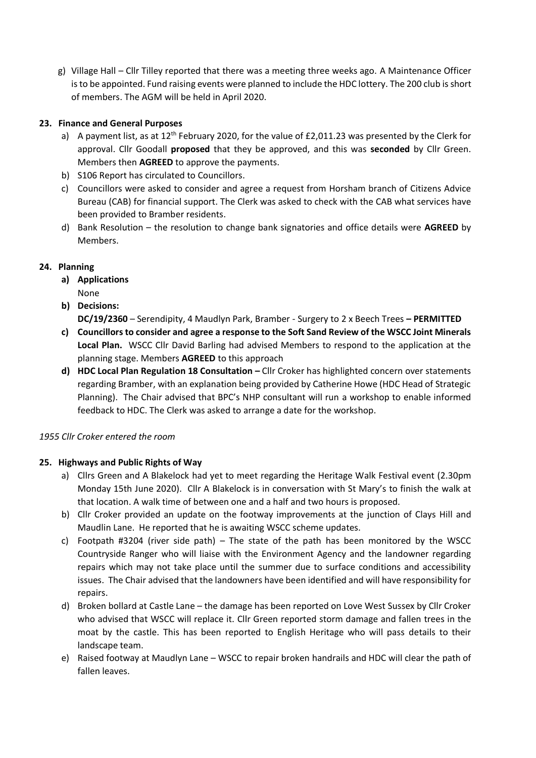g) Village Hall – Cllr Tilley reported that there was a meeting three weeks ago. A Maintenance Officer is to be appointed. Fund raising events were planned to include the HDC lottery. The 200 club is short of members. The AGM will be held in April 2020.

**23. Finance and General Purposes**

a) A payment list, as at 12th February 2020, for the value of £2,011.23 was presented by the Clerk for approval. Cllr Goodall **proposed** that they be approved, and this was **seconded** by Cllr Green. Members then **AGREED** to approve the payments.

b) S106 Report has circulated to Councillors.

c) Councillors were asked to consider and agree a request from Horsham branch of Citizens Advice Bureau (CAB) for financial support. The Clerk was asked to check with the CAB what services have been provided to Bramber residents.

d) Bank Resolution – the resolution to change bank signatories and office details were **AGREED** by Members.

**24. Planning**

**a) Applications**

None

**b) Decisions:**

**DC/19/2360** – Serendipity, 4 Maudlyn Park, Bramber - Surgery to 2 x Beech Trees **– PERMITTED**

**c) Councillors to consider and agree a response to the Soft Sand Review of the WSCC Joint Minerals Local Plan.** WSCC Cllr David Barling had advised Members to respond to the application at the planning stage. Members **AGREED** to this approach

**d) HDC Local Plan Regulation 18 Consultation –** Cllr Croker has highlighted concern over statements regarding Bramber, with an explanation being provided by Catherine Howe (HDC Head of Strategic Planning). The Chair advised that BPC's NHP consultant will run a workshop to enable informed feedback to HDC. The Clerk was asked to arrange a date for the workshop.

*1955 Cllr Croker entered the room*

**25. Highways and Public Rights of Way**

a) Cllrs Green and A Blakelock had yet to meet regarding the Heritage Walk Festival event (2.30pm Monday 15th June 2020). Cllr A Blakelock is in conversation with St Mary's to finish the walk at that location. A walk time of between one and a half and two hours is proposed.

b) Cllr Croker provided an update on the footway improvements at the junction of Clays Hill and Maudlin Lane. He reported that he is awaiting WSCC scheme updates.

c) Footpath #3204 (river side path) – The state of the path has been monitored by the WSCC Countryside Ranger who will liaise with the Environment Agency and the landowner regarding repairs which may not take place until the summer due to surface conditions and accessibility issues. The Chair advised that the landowners have been identified and will have responsibility for repairs.

d) Broken bollard at Castle Lane – the damage has been reported on Love West Sussex by Cllr Croker who advised that WSCC will replace it. Cllr Green reported storm damage and fallen trees in the moat by the castle. This has been reported to English Heritage who will pass details to their landscape team.

e) Raised footway at Maudlyn Lane – WSCC to repair broken handrails and HDC will clear the path of fallen leaves.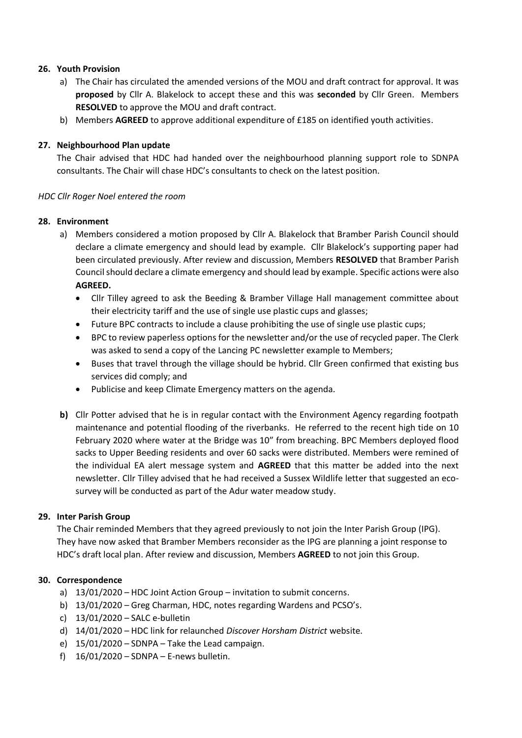**26. Youth Provision**

a) The Chair has circulated the amended versions of the MOU and draft contract for approval. It was **proposed** by Cllr A. Blakelock to accept these and this was **seconded** by Cllr Green. Members **RESOLVED** to approve the MOU and draft contract.

b) Members **AGREED** to approve additional expenditure of £185 on identified youth activities.

**27. Neighbourhood Plan update**

The Chair advised that HDC had handed over the neighbourhood planning support role to SDNPA consultants. The Chair will chase HDC's consultants to check on the latest position.

*HDC Cllr Roger Noel entered the room*

**28. Environment**

a) Members considered a motion proposed by Cllr A. Blakelock that Bramber Parish Council should declare a climate emergency and should lead by example. Cllr Blakelock's supporting paper had been circulated previously. After review and discussion, Members **RESOLVED** that Bramber Parish Council should declare a climate emergency and should lead by example. Specific actions were also **AGREED.**

- Cllr Tilley agreed to ask the Beeding & Bramber Village Hall management committee about their electricity tariff and the use of single use plastic cups and glasses;
- Future BPC contracts to include a clause prohibiting the use of single use plastic cups;
- BPC to review paperless options for the newsletter and/or the use of recycled paper. The Clerk was asked to send a copy of the Lancing PC newsletter example to Members;
- Buses that travel through the village should be hybrid. Cllr Green confirmed that existing bus services did comply; and
- Publicise and keep Climate Emergency matters on the agenda.

**b)** Cllr Potter advised that he is in regular contact with the Environment Agency regarding footpath maintenance and potential flooding of the riverbanks. He referred to the recent high tide on 10 February 2020 where water at the Bridge was 10" from breaching. BPC Members deployed flood sacks to Upper Beeding residents and over 60 sacks were distributed. Members were remined of the individual EA alert message system and **AGREED** that this matter be added into the next newsletter. Cllr Tilley advised that he had received a Sussex Wildlife letter that suggested an eco-survey will be conducted as part of the Adur water meadow study.

**29. Inter Parish Group**

The Chair reminded Members that they agreed previously to not join the Inter Parish Group (IPG). They have now asked that Bramber Members reconsider as the IPG are planning a joint response to HDC's draft local plan. After review and discussion, Members **AGREED** to not join this Group.

**30. Correspondence**

a) 13/01/2020 – HDC Joint Action Group – invitation to submit concerns.

b) 13/01/2020 – Greg Charman, HDC, notes regarding Wardens and PCSO's.

c) 13/01/2020 – SALC e-bulletin

d) 14/01/2020 – HDC link for relaunched *Discover Horsham District* website.

e) 15/01/2020 – SDNPA – Take the Lead campaign.

f) 16/01/2020 – SDNPA – E-news bulletin.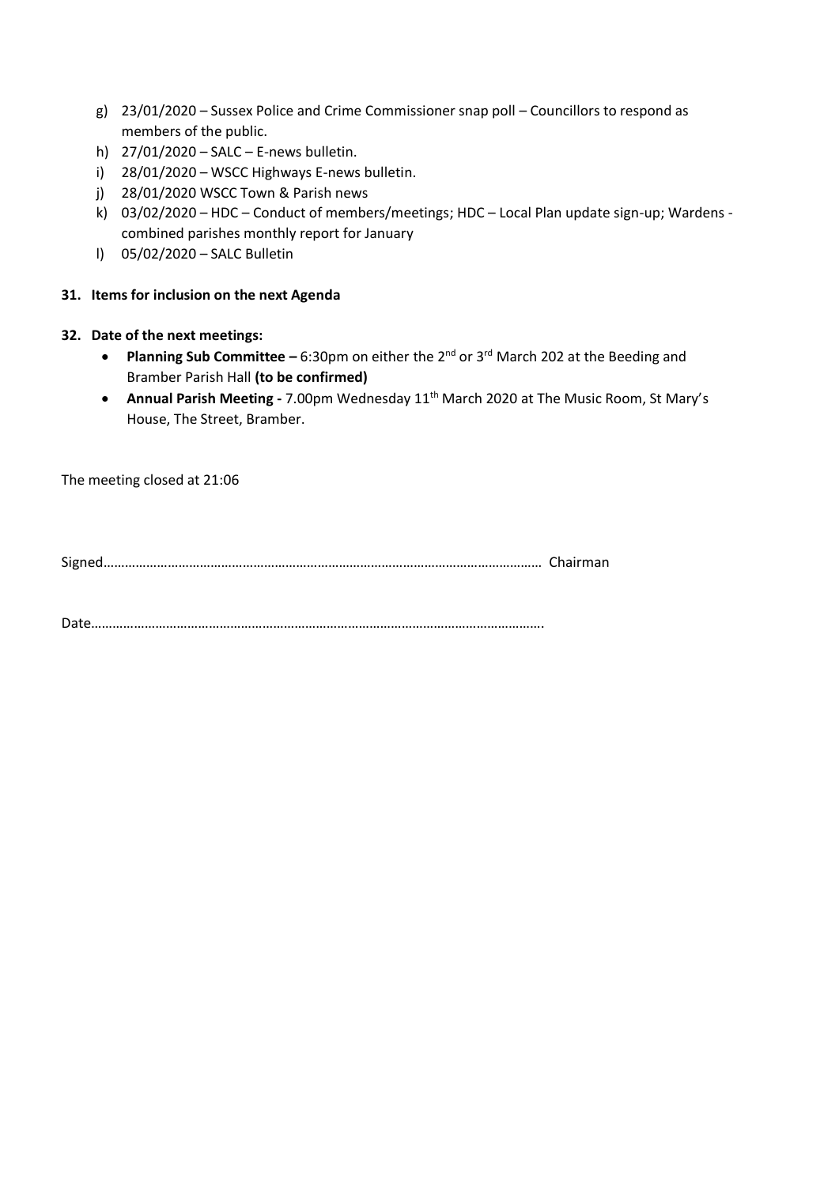g) 23/01/2020 – Sussex Police and Crime Commissioner snap poll – Councillors to respond as members of the public.
h) 27/01/2020 – SALC – E-news bulletin.
i) 28/01/2020 – WSCC Highways E-news bulletin.
j) 28/01/2020 WSCC Town & Parish news
k) 03/02/2020 – HDC – Conduct of members/meetings; HDC – Local Plan update sign-up; Wardens - combined parishes monthly report for January
l) 05/02/2020 – SALC Bulletin

**31. Items for inclusion on the next Agenda**

**32. Date of the next meetings:**

- **Planning Sub Committee –** 6:30pm on either the 2nd or 3rd March 202 at the Beeding and Bramber Parish Hall **(to be confirmed)**
- **Annual Parish Meeting -** 7.00pm Wednesday 11th March 2020 at The Music Room, St Mary's House, The Street, Bramber.

The meeting closed at 21:06

Signed…………………………………………………………………………………………………………… Chairman

Date……………………………………………………………………………………………………………….